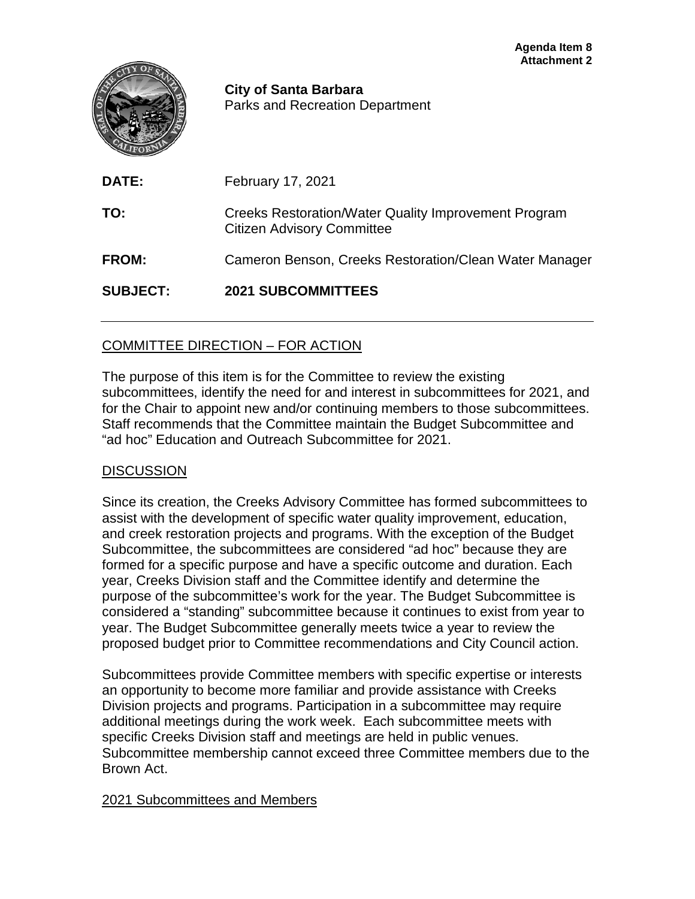**Agenda Item 8**
**Attachment 2**

**City of Santa Barbara**
Parks and Recreation Department

| | |
|---|---|
| **DATE:** | February 17, 2021 |
| **TO:** | Creeks Restoration/Water Quality Improvement Program Citizen Advisory Committee |
| **FROM:** | Cameron Benson, Creeks Restoration/Clean Water Manager |
| **SUBJECT:** | **2021 SUBCOMMITTEES** |

---

## COMMITTEE DIRECTION – FOR ACTION

The purpose of this item is for the Committee to review the existing subcommittees, identify the need for and interest in subcommittees for 2021, and for the Chair to appoint new and/or continuing members to those subcommittees. Staff recommends that the Committee maintain the Budget Subcommittee and "ad hoc" Education and Outreach Subcommittee for 2021.

## DISCUSSION

Since its creation, the Creeks Advisory Committee has formed subcommittees to assist with the development of specific water quality improvement, education, and creek restoration projects and programs. With the exception of the Budget Subcommittee, the subcommittees are considered "ad hoc" because they are formed for a specific purpose and have a specific outcome and duration. Each year, Creeks Division staff and the Committee identify and determine the purpose of the subcommittee's work for the year. The Budget Subcommittee is considered a "standing" subcommittee because it continues to exist from year to year. The Budget Subcommittee generally meets twice a year to review the proposed budget prior to Committee recommendations and City Council action.

Subcommittees provide Committee members with specific expertise or interests an opportunity to become more familiar and provide assistance with Creeks Division projects and programs. Participation in a subcommittee may require additional meetings during the work week. Each subcommittee meets with specific Creeks Division staff and meetings are held in public venues. Subcommittee membership cannot exceed three Committee members due to the Brown Act.

### 2021 Subcommittees and Members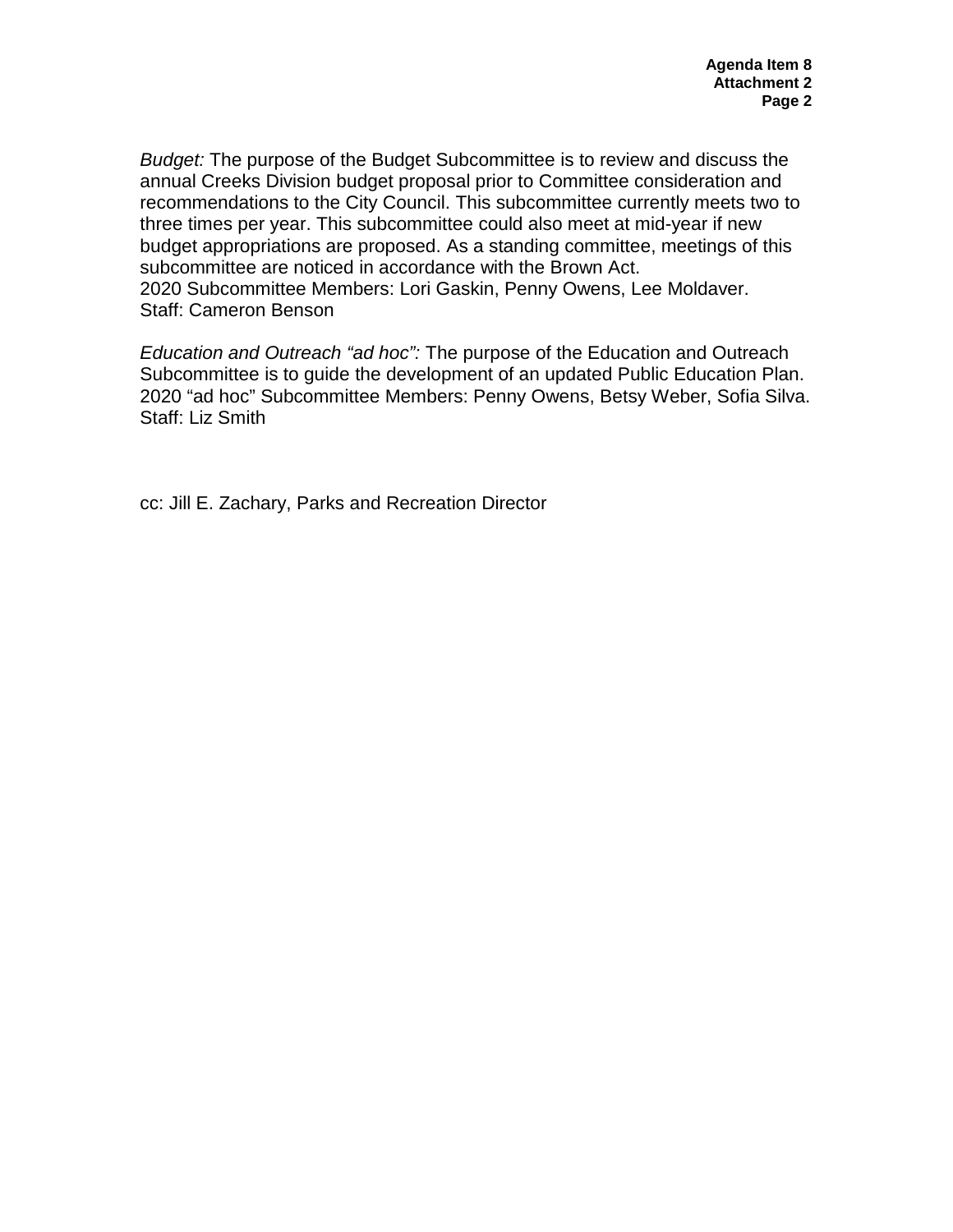*Budget:* The purpose of the Budget Subcommittee is to review and discuss the annual Creeks Division budget proposal prior to Committee consideration and recommendations to the City Council. This subcommittee currently meets two to three times per year. This subcommittee could also meet at mid-year if new budget appropriations are proposed. As a standing committee, meetings of this subcommittee are noticed in accordance with the Brown Act.
2020 Subcommittee Members: Lori Gaskin, Penny Owens, Lee Moldaver.
Staff: Cameron Benson

*Education and Outreach "ad hoc":* The purpose of the Education and Outreach Subcommittee is to guide the development of an updated Public Education Plan.
2020 "ad hoc" Subcommittee Members: Penny Owens, Betsy Weber, Sofia Silva.
Staff: Liz Smith

cc: Jill E. Zachary, Parks and Recreation Director